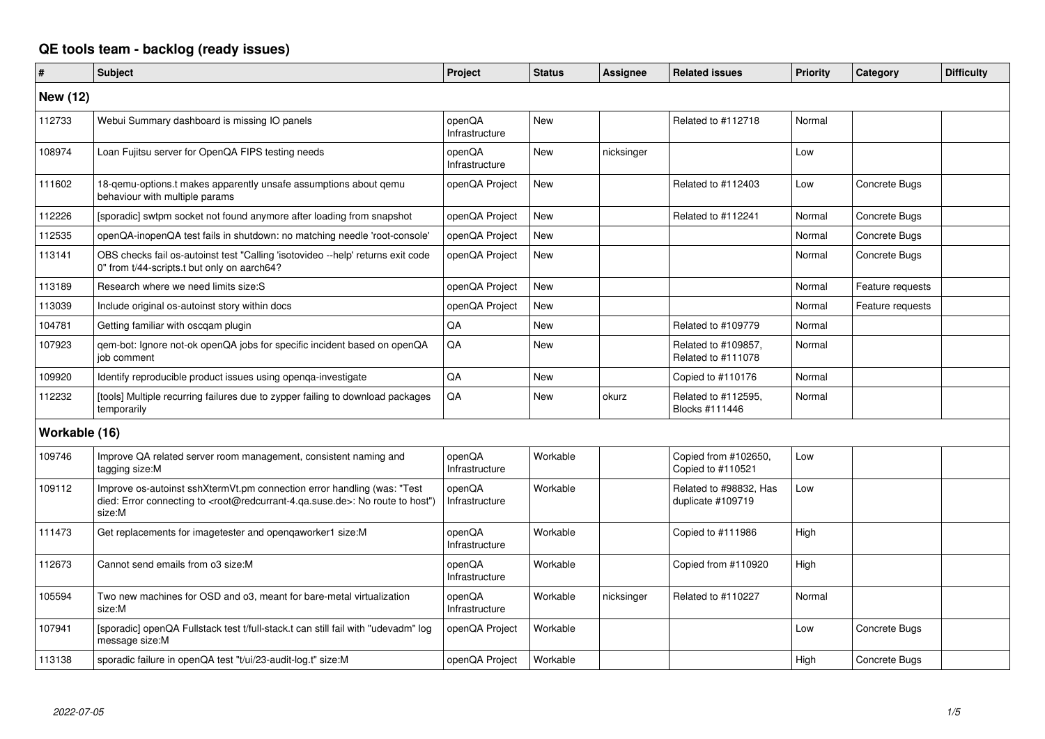# QE tools team - backlog (ready issues)

| # | Subject | Project | Status | Assignee | Related issues | Priority | Category | Difficulty |
|---|---|---|---|---|---|---|---|---|
| **New (12)** | | | | | | | | |
| 112733 | Webui Summary dashboard is missing IO panels | openQA Infrastructure | New | | Related to #112718 | Normal | | |
| 108974 | Loan Fujitsu server for OpenQA FIPS testing needs | openQA Infrastructure | New | nicksinger | | Low | | |
| 111602 | 18-qemu-options.t makes apparently unsafe assumptions about qemu behaviour with multiple params | openQA Project | New | | Related to #112403 | Low | Concrete Bugs | |
| 112226 | [sporadic] swtpm socket not found anymore after loading from snapshot | openQA Project | New | | Related to #112241 | Normal | Concrete Bugs | |
| 112535 | openQA-inopenQA test fails in shutdown: no matching needle 'root-console' | openQA Project | New | | | Normal | Concrete Bugs | |
| 113141 | OBS checks fail os-autoinst test "Calling 'isotovideo --help' returns exit code 0" from t/44-scripts.t but only on aarch64? | openQA Project | New | | | Normal | Concrete Bugs | |
| 113189 | Research where we need limits size:S | openQA Project | New | | | Normal | Feature requests | |
| 113039 | Include original os-autoinst story within docs | openQA Project | New | | | Normal | Feature requests | |
| 104781 | Getting familiar with oscqam plugin | QA | New | | Related to #109779 | Normal | | |
| 107923 | qem-bot: Ignore not-ok openQA jobs for specific incident based on openQA job comment | QA | New | | Related to #109857, Related to #111078 | Normal | | |
| 109920 | Identify reproducible product issues using openqa-investigate | QA | New | | Copied to #110176 | Normal | | |
| 112232 | [tools] Multiple recurring failures due to zypper failing to download packages temporarily | QA | New | okurz | Related to #112595, Blocks #111446 | Normal | | |
| **Workable (16)** | | | | | | | | |
| 109746 | Improve QA related server room management, consistent naming and tagging size:M | openQA Infrastructure | Workable | | Copied from #102650, Copied to #110521 | Low | | |
| 109112 | Improve os-autoinst sshXtermVt.pm connection error handling (was: "Test died: Error connecting to <root@redcurrant-4.qa.suse.de>: No route to host") size:M | openQA Infrastructure | Workable | | Related to #98832, Has duplicate #109719 | Low | | |
| 111473 | Get replacements for imagetester and openqaworker1 size:M | openQA Infrastructure | Workable | | Copied to #111986 | High | | |
| 112673 | Cannot send emails from o3 size:M | openQA Infrastructure | Workable | | Copied from #110920 | High | | |
| 105594 | Two new machines for OSD and o3, meant for bare-metal virtualization size:M | openQA Infrastructure | Workable | nicksinger | Related to #110227 | Normal | | |
| 107941 | [sporadic] openQA Fullstack test t/full-stack.t can still fail with "udevadm" log message size:M | openQA Project | Workable | | | Low | Concrete Bugs | |
| 113138 | sporadic failure in openQA test "t/ui/23-audit-log.t" size:M | openQA Project | Workable | | | High | Concrete Bugs | |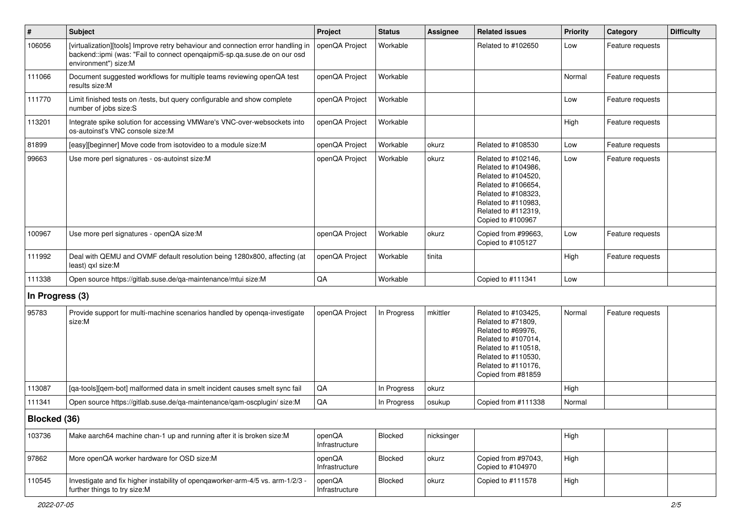| # | Subject | Project | Status | Assignee | Related issues | Priority | Category | Difficulty |
|---|---|---|---|---|---|---|---|---|
| 106056 | [virtualization][tools] Improve retry behaviour and connection error handling in backend::ipmi (was: "Fail to connect openqaipmi5-sp.qa.suse.de on our osd environment") size:M | openQA Project | Workable | | Related to #102650 | Low | Feature requests | |
| 111066 | Document suggested workflows for multiple teams reviewing openQA test results size:M | openQA Project | Workable | | | Normal | Feature requests | |
| 111770 | Limit finished tests on /tests, but query configurable and show complete number of jobs size:S | openQA Project | Workable | | | Low | Feature requests | |
| 113201 | Integrate spike solution for accessing VMWare's VNC-over-websockets into os-autoinst's VNC console size:M | openQA Project | Workable | | | High | Feature requests | |
| 81899 | [easy][beginner] Move code from isotovideo to a module size:M | openQA Project | Workable | okurz | Related to #108530 | Low | Feature requests | |
| 99663 | Use more perl signatures - os-autoinst size:M | openQA Project | Workable | okurz | Related to #102146, Related to #104986, Related to #104520, Related to #106654, Related to #108323, Related to #110983, Related to #112319, Copied to #100967 | Low | Feature requests | |
| 100967 | Use more perl signatures - openQA size:M | openQA Project | Workable | okurz | Copied from #99663, Copied to #105127 | Low | Feature requests | |
| 111992 | Deal with QEMU and OVMF default resolution being 1280x800, affecting (at least) qxl size:M | openQA Project | Workable | tinita | | High | Feature requests | |
| 111338 | Open source https://gitlab.suse.de/qa-maintenance/mtui size:M | QA | Workable | | Copied to #111341 | Low | | |
| **In Progress (3)** | | | | | | | | |
| 95783 | Provide support for multi-machine scenarios handled by openqa-investigate size:M | openQA Project | In Progress | mkittler | Related to #103425, Related to #71809, Related to #69976, Related to #107014, Related to #110518, Related to #110530, Related to #110176, Copied from #81859 | Normal | Feature requests | |
| 113087 | [qa-tools][qem-bot] malformed data in smelt incident causes smelt sync fail | QA | In Progress | okurz | | High | | |
| 111341 | Open source https://gitlab.suse.de/qa-maintenance/qam-oscplugin/ size:M | QA | In Progress | osukup | Copied from #111338 | Normal | | |
| **Blocked (36)** | | | | | | | | |
| 103736 | Make aarch64 machine chan-1 up and running after it is broken size:M | openQA Infrastructure | Blocked | nicksinger | | High | | |
| 97862 | More openQA worker hardware for OSD size:M | openQA Infrastructure | Blocked | okurz | Copied from #97043, Copied to #104970 | High | | |
| 110545 | Investigate and fix higher instability of openqaworker-arm-4/5 vs. arm-1/2/3 - further things to try size:M | openQA Infrastructure | Blocked | okurz | Copied to #111578 | High | | |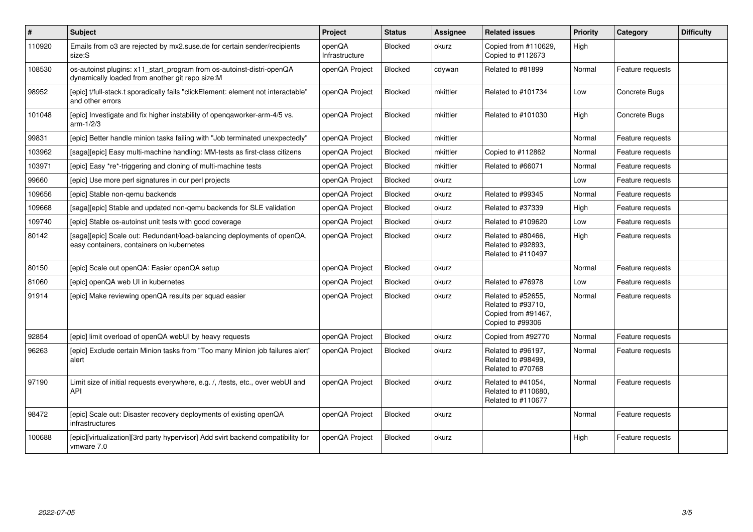| # | Subject | Project | Status | Assignee | Related issues | Priority | Category | Difficulty |
|---|---|---|---|---|---|---|---|---|
| 110920 | Emails from o3 are rejected by mx2.suse.de for certain sender/recipients size:S | openQA Infrastructure | Blocked | okurz | Copied from #110629, Copied to #112673 | High | | |
| 108530 | os-autoinst plugins: x11_start_program from os-autoinst-distri-openQA dynamically loaded from another git repo size:M | openQA Project | Blocked | cdywan | Related to #81899 | Normal | Feature requests | |
| 98952 | [epic] t/full-stack.t sporadically fails "clickElement: element not interactable" and other errors | openQA Project | Blocked | mkittler | Related to #101734 | Low | Concrete Bugs | |
| 101048 | [epic] Investigate and fix higher instability of openqaworker-arm-4/5 vs. arm-1/2/3 | openQA Project | Blocked | mkittler | Related to #101030 | High | Concrete Bugs | |
| 99831 | [epic] Better handle minion tasks failing with "Job terminated unexpectedly" | openQA Project | Blocked | mkittler | | Normal | Feature requests | |
| 103962 | [saga][epic] Easy multi-machine handling: MM-tests as first-class citizens | openQA Project | Blocked | mkittler | Copied to #112862 | Normal | Feature requests | |
| 103971 | [epic] Easy *re*-triggering and cloning of multi-machine tests | openQA Project | Blocked | mkittler | Related to #66071 | Normal | Feature requests | |
| 99660 | [epic] Use more perl signatures in our perl projects | openQA Project | Blocked | okurz | | Low | Feature requests | |
| 109656 | [epic] Stable non-qemu backends | openQA Project | Blocked | okurz | Related to #99345 | Normal | Feature requests | |
| 109668 | [saga][epic] Stable and updated non-qemu backends for SLE validation | openQA Project | Blocked | okurz | Related to #37339 | High | Feature requests | |
| 109740 | [epic] Stable os-autoinst unit tests with good coverage | openQA Project | Blocked | okurz | Related to #109620 | Low | Feature requests | |
| 80142 | [saga][epic] Scale out: Redundant/load-balancing deployments of openQA, easy containers, containers on kubernetes | openQA Project | Blocked | okurz | Related to #80466, Related to #92893, Related to #110497 | High | Feature requests | |
| 80150 | [epic] Scale out openQA: Easier openQA setup | openQA Project | Blocked | okurz | | Normal | Feature requests | |
| 81060 | [epic] openQA web UI in kubernetes | openQA Project | Blocked | okurz | Related to #76978 | Low | Feature requests | |
| 91914 | [epic] Make reviewing openQA results per squad easier | openQA Project | Blocked | okurz | Related to #52655, Related to #93710, Copied from #91467, Copied to #99306 | Normal | Feature requests | |
| 92854 | [epic] limit overload of openQA webUI by heavy requests | openQA Project | Blocked | okurz | Copied from #92770 | Normal | Feature requests | |
| 96263 | [epic] Exclude certain Minion tasks from "Too many Minion job failures alert" alert | openQA Project | Blocked | okurz | Related to #96197, Related to #98499, Related to #70768 | Normal | Feature requests | |
| 97190 | Limit size of initial requests everywhere, e.g. /, /tests, etc., over webUI and API | openQA Project | Blocked | okurz | Related to #41054, Related to #110680, Related to #110677 | Normal | Feature requests | |
| 98472 | [epic] Scale out: Disaster recovery deployments of existing openQA infrastructures | openQA Project | Blocked | okurz | | Normal | Feature requests | |
| 100688 | [epic][virtualization][3rd party hypervisor] Add svirt backend compatibility for vmware 7.0 | openQA Project | Blocked | okurz | | High | Feature requests | |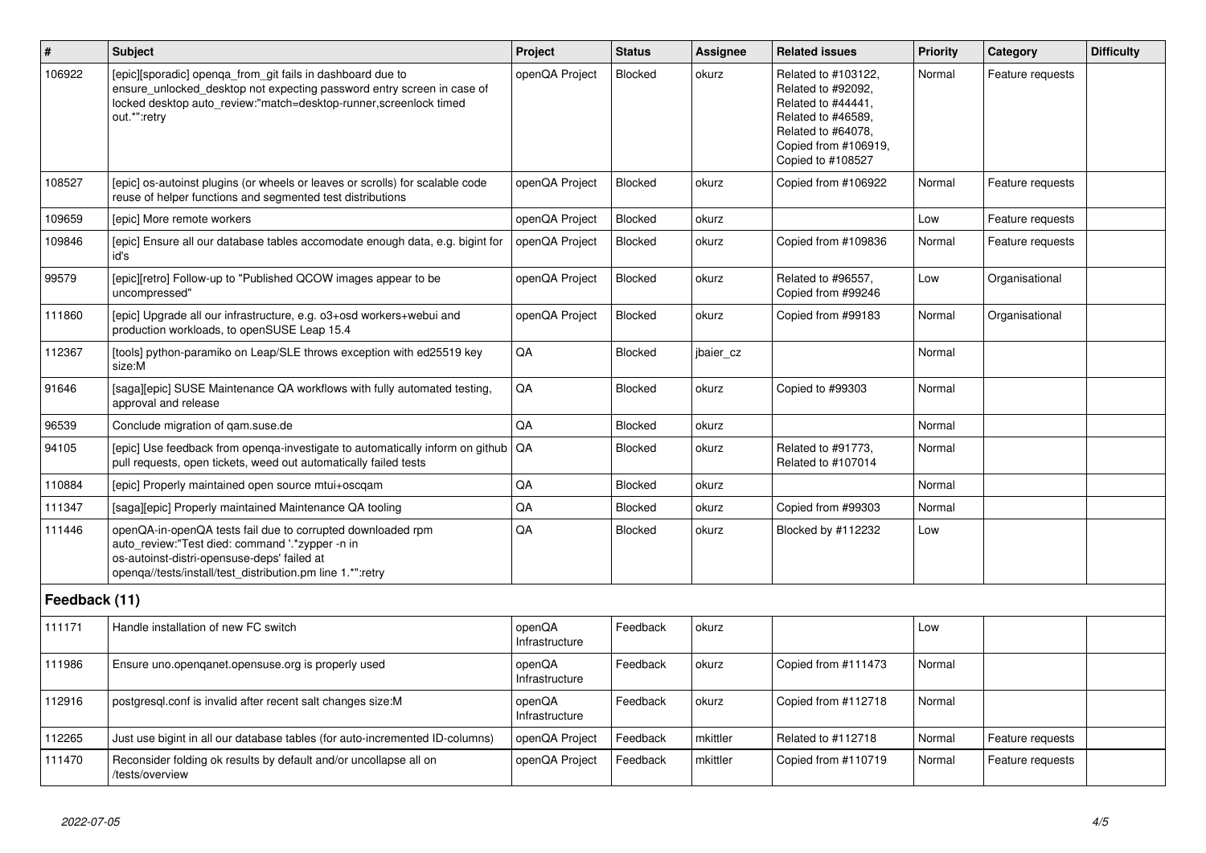| # | Subject | Project | Status | Assignee | Related issues | Priority | Category | Difficulty |
|---|---|---|---|---|---|---|---|---|
| 106922 | [epic][sporadic] openqa_from_git fails in dashboard due to ensure_unlocked_desktop not expecting password entry screen in case of locked desktop auto_review:"match=desktop-runner,screenlock timed out.*":retry | openQA Project | Blocked | okurz | Related to #103122, Related to #92092, Related to #44441, Related to #46589, Related to #64078, Copied from #106919, Copied to #108527 | Normal | Feature requests | |
| 108527 | [epic] os-autoinst plugins (or wheels or leaves or scrolls) for scalable code reuse of helper functions and segmented test distributions | openQA Project | Blocked | okurz | Copied from #106922 | Normal | Feature requests | |
| 109659 | [epic] More remote workers | openQA Project | Blocked | okurz | | Low | Feature requests | |
| 109846 | [epic] Ensure all our database tables accomodate enough data, e.g. bigint for id's | openQA Project | Blocked | okurz | Copied from #109836 | Normal | Feature requests | |
| 99579 | [epic][retro] Follow-up to "Published QCOW images appear to be uncompressed" | openQA Project | Blocked | okurz | Related to #96557, Copied from #99246 | Low | Organisational | |
| 111860 | [epic] Upgrade all our infrastructure, e.g. o3+osd workers+webui and production workloads, to openSUSE Leap 15.4 | openQA Project | Blocked | okurz | Copied from #99183 | Normal | Organisational | |
| 112367 | [tools] python-paramiko on Leap/SLE throws exception with ed25519 key size:M | QA | Blocked | jbaier_cz | | Normal | | |
| 91646 | [saga][epic] SUSE Maintenance QA workflows with fully automated testing, approval and release | QA | Blocked | okurz | Copied to #99303 | Normal | | |
| 96539 | Conclude migration of qam.suse.de | QA | Blocked | okurz | | Normal | | |
| 94105 | [epic] Use feedback from openqa-investigate to automatically inform on github pull requests, open tickets, weed out automatically failed tests | QA | Blocked | okurz | Related to #91773, Related to #107014 | Normal | | |
| 110884 | [epic] Properly maintained open source mtui+oscqam | QA | Blocked | okurz | | Normal | | |
| 111347 | [saga][epic] Properly maintained Maintenance QA tooling | QA | Blocked | okurz | Copied from #99303 | Normal | | |
| 111446 | openQA-in-openQA tests fail due to corrupted downloaded rpm auto_review:"Test died: command '.*zypper -n in os-autoinst-distri-opensuse-deps' failed at openqa//tests/install/test_distribution.pm line 1.*":retry | QA | Blocked | okurz | Blocked by #112232 | Low | | |
| **Feedback (11)** | | | | | | | | |
| 111171 | Handle installation of new FC switch | openQA Infrastructure | Feedback | okurz | | Low | | |
| 111986 | Ensure uno.openqanet.opensuse.org is properly used | openQA Infrastructure | Feedback | okurz | Copied from #111473 | Normal | | |
| 112916 | postgresql.conf is invalid after recent salt changes size:M | openQA Infrastructure | Feedback | okurz | Copied from #112718 | Normal | | |
| 112265 | Just use bigint in all our database tables (for auto-incremented ID-columns) | openQA Project | Feedback | mkittler | Related to #112718 | Normal | Feature requests | |
| 111470 | Reconsider folding ok results by default and/or uncollapse all on /tests/overview | openQA Project | Feedback | mkittler | Copied from #110719 | Normal | Feature requests | |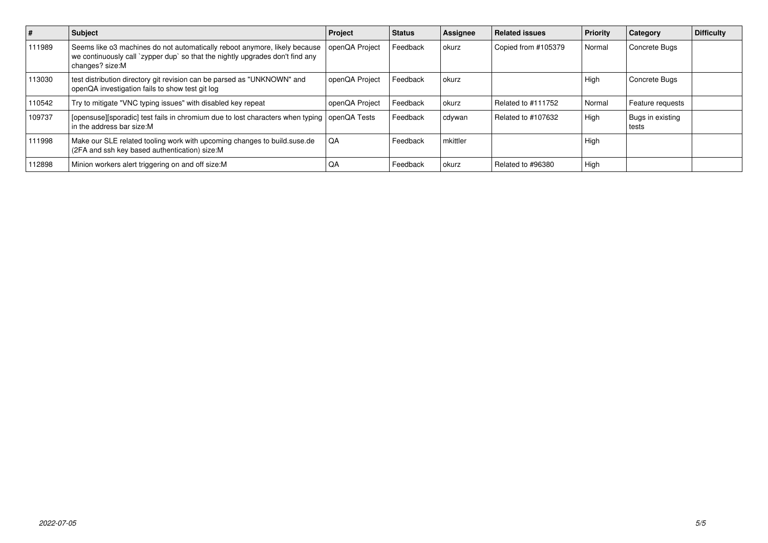| # | Subject | Project | Status | Assignee | Related issues | Priority | Category | Difficulty |
|---|---|---|---|---|---|---|---|---|
| 111989 | Seems like o3 machines do not automatically reboot anymore, likely because we continuously call `zypper dup` so that the nightly upgrades don't find any changes? size:M | openQA Project | Feedback | okurz | Copied from #105379 | Normal | Concrete Bugs | |
| 113030 | test distribution directory git revision can be parsed as "UNKNOWN" and openQA investigation fails to show test git log | openQA Project | Feedback | okurz | | High | Concrete Bugs | |
| 110542 | Try to mitigate "VNC typing issues" with disabled key repeat | openQA Project | Feedback | okurz | Related to #111752 | Normal | Feature requests | |
| 109737 | [opensuse][sporadic] test fails in chromium due to lost characters when typing in the address bar size:M | openQA Tests | Feedback | cdywan | Related to #107632 | High | Bugs in existing tests | |
| 111998 | Make our SLE related tooling work with upcoming changes to build.suse.de (2FA and ssh key based authentication) size:M | QA | Feedback | mkittler | | High | | |
| 112898 | Minion workers alert triggering on and off size:M | QA | Feedback | okurz | Related to #96380 | High | | |